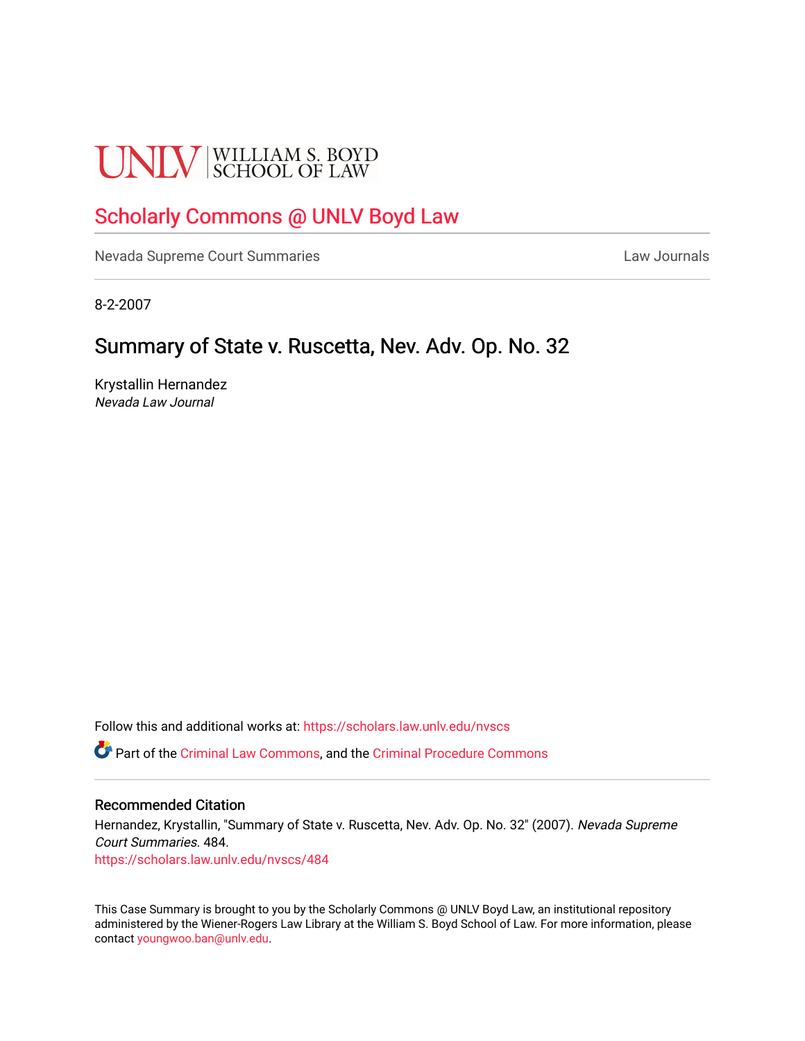UNLV | WILLIAM S. BOYD SCHOOL OF LAW

# Scholarly Commons @ UNLV Boyd Law

Nevada Supreme Court Summaries

Law Journals

8-2-2007

## Summary of State v. Ruscetta, Nev. Adv. Op. No. 32

Krystallin Hernandez

*Nevada Law Journal*

Follow this and additional works at: https://scholars.law.unlv.edu/nvscs

Part of the Criminal Law Commons, and the Criminal Procedure Commons

### Recommended Citation

Hernandez, Krystallin, "Summary of State v. Ruscetta, Nev. Adv. Op. No. 32" (2007). *Nevada Supreme Court Summaries*. 484.

https://scholars.law.unlv.edu/nvscs/484

This Case Summary is brought to you by the Scholarly Commons @ UNLV Boyd Law, an institutional repository administered by the Wiener-Rogers Law Library at the William S. Boyd School of Law. For more information, please contact youngwoo.ban@unlv.edu.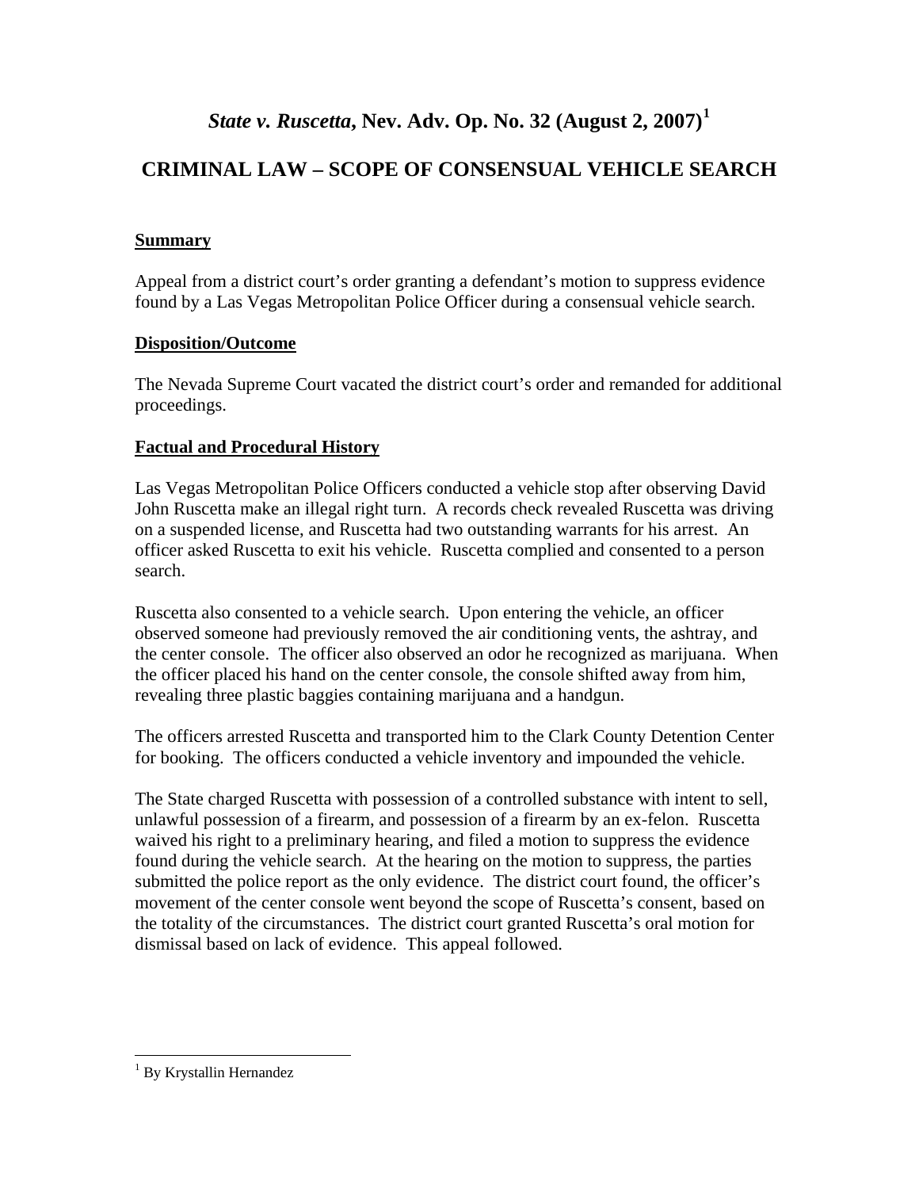# *State v. Ruscetta*, Nev. Adv. Op. No. 32 (August 2, 2007)[1]

## CRIMINAL LAW – SCOPE OF CONSENSUAL VEHICLE SEARCH

### Summary

Appeal from a district court's order granting a defendant's motion to suppress evidence found by a Las Vegas Metropolitan Police Officer during a consensual vehicle search.

### Disposition/Outcome

The Nevada Supreme Court vacated the district court's order and remanded for additional proceedings.

### Factual and Procedural History

Las Vegas Metropolitan Police Officers conducted a vehicle stop after observing David John Ruscetta make an illegal right turn. A records check revealed Ruscetta was driving on a suspended license, and Ruscetta had two outstanding warrants for his arrest. An officer asked Ruscetta to exit his vehicle. Ruscetta complied and consented to a person search.

Ruscetta also consented to a vehicle search. Upon entering the vehicle, an officer observed someone had previously removed the air conditioning vents, the ashtray, and the center console. The officer also observed an odor he recognized as marijuana. When the officer placed his hand on the center console, the console shifted away from him, revealing three plastic baggies containing marijuana and a handgun.

The officers arrested Ruscetta and transported him to the Clark County Detention Center for booking. The officers conducted a vehicle inventory and impounded the vehicle.

The State charged Ruscetta with possession of a controlled substance with intent to sell, unlawful possession of a firearm, and possession of a firearm by an ex-felon. Ruscetta waived his right to a preliminary hearing, and filed a motion to suppress the evidence found during the vehicle search. At the hearing on the motion to suppress, the parties submitted the police report as the only evidence. The district court found, the officer's movement of the center console went beyond the scope of Ruscetta's consent, based on the totality of the circumstances. The district court granted Ruscetta's oral motion for dismissal based on lack of evidence. This appeal followed.

---

[1] By Krystallin Hernandez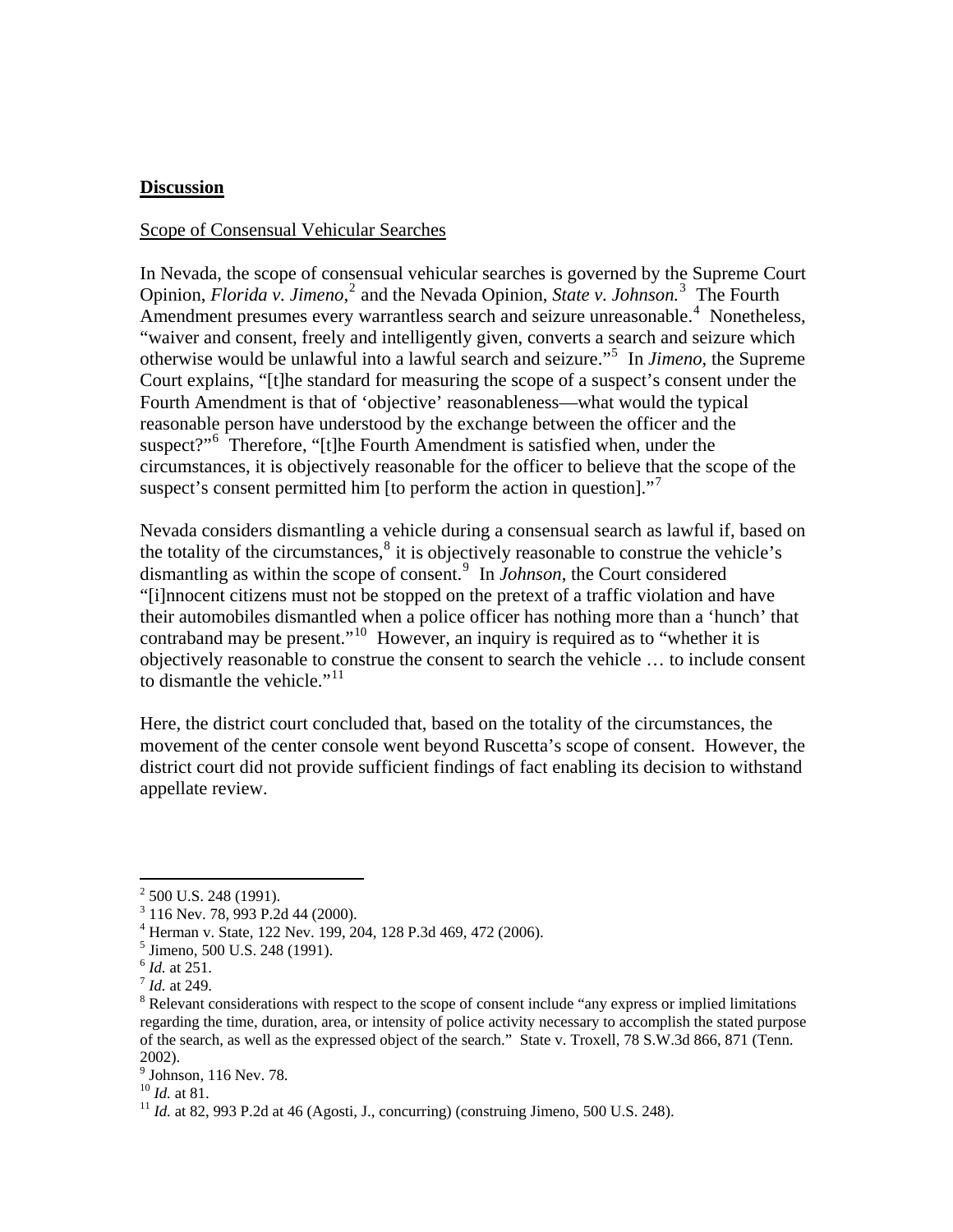**Discussion**

Scope of Consensual Vehicular Searches

In Nevada, the scope of consensual vehicular searches is governed by the Supreme Court Opinion, *Florida v. Jimeno*,[2] and the Nevada Opinion, *State v. Johnson.*[3] The Fourth Amendment presumes every warrantless search and seizure unreasonable.[4] Nonetheless, "waiver and consent, freely and intelligently given, converts a search and seizure which otherwise would be unlawful into a lawful search and seizure."[5] In *Jimeno*, the Supreme Court explains, "[t]he standard for measuring the scope of a suspect's consent under the Fourth Amendment is that of 'objective' reasonableness—what would the typical reasonable person have understood by the exchange between the officer and the suspect?"[6] Therefore, "[t]he Fourth Amendment is satisfied when, under the circumstances, it is objectively reasonable for the officer to believe that the scope of the suspect's consent permitted him [to perform the action in question]."[7]

Nevada considers dismantling a vehicle during a consensual search as lawful if, based on the totality of the circumstances,[8] it is objectively reasonable to construe the vehicle's dismantling as within the scope of consent.[9] In *Johnson*, the Court considered "[i]nnocent citizens must not be stopped on the pretext of a traffic violation and have their automobiles dismantled when a police officer has nothing more than a 'hunch' that contraband may be present."[10] However, an inquiry is required as to "whether it is objectively reasonable to construe the consent to search the vehicle … to include consent to dismantle the vehicle."[11]

Here, the district court concluded that, based on the totality of the circumstances, the movement of the center console went beyond Ruscetta's scope of consent. However, the district court did not provide sufficient findings of fact enabling its decision to withstand appellate review.

---

[2] 500 U.S. 248 (1991).

[3] 116 Nev. 78, 993 P.2d 44 (2000).

[4] Herman v. State, 122 Nev. 199, 204, 128 P.3d 469, 472 (2006).

[5] Jimeno, 500 U.S. 248 (1991).

[6] *Id.* at 251.

[7] *Id.* at 249.

[8] Relevant considerations with respect to the scope of consent include "any express or implied limitations regarding the time, duration, area, or intensity of police activity necessary to accomplish the stated purpose of the search, as well as the expressed object of the search." State v. Troxell, 78 S.W.3d 866, 871 (Tenn. 2002).

[9] Johnson, 116 Nev. 78.

[10] *Id.* at 81.

[11] *Id.* at 82, 993 P.2d at 46 (Agosti, J., concurring) (construing Jimeno, 500 U.S. 248).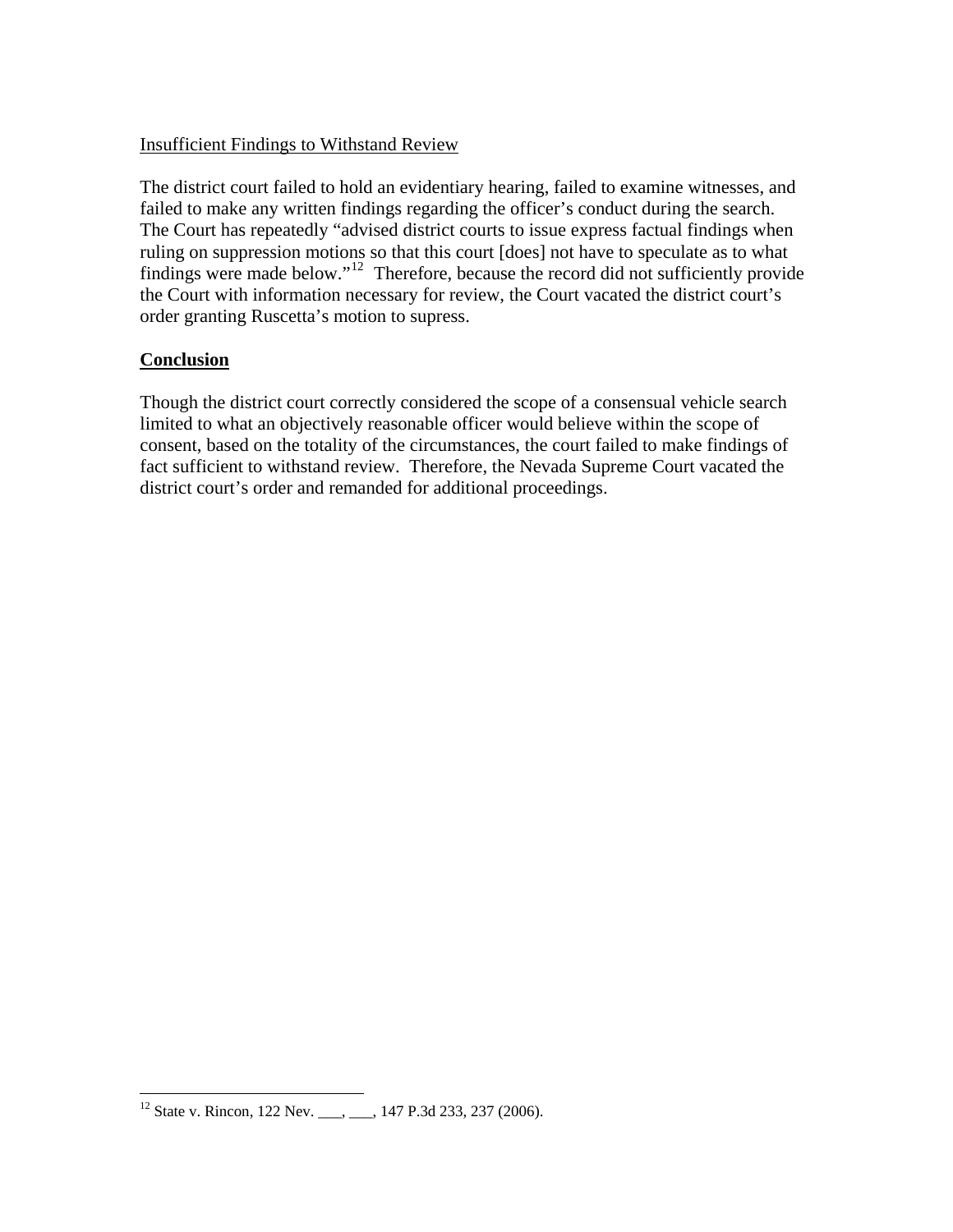Insufficient Findings to Withstand Review

The district court failed to hold an evidentiary hearing, failed to examine witnesses, and failed to make any written findings regarding the officer's conduct during the search. The Court has repeatedly "advised district courts to issue express factual findings when ruling on suppression motions so that this court [does] not have to speculate as to what findings were made below."[12] Therefore, because the record did not sufficiently provide the Court with information necessary for review, the Court vacated the district court's order granting Ruscetta's motion to supress.

## Conclusion

Though the district court correctly considered the scope of a consensual vehicle search limited to what an objectively reasonable officer would believe within the scope of consent, based on the totality of the circumstances, the court failed to make findings of fact sufficient to withstand review. Therefore, the Nevada Supreme Court vacated the district court's order and remanded for additional proceedings.

---

[12] State v. Rincon, 122 Nev. ___, ___, 147 P.3d 233, 237 (2006).